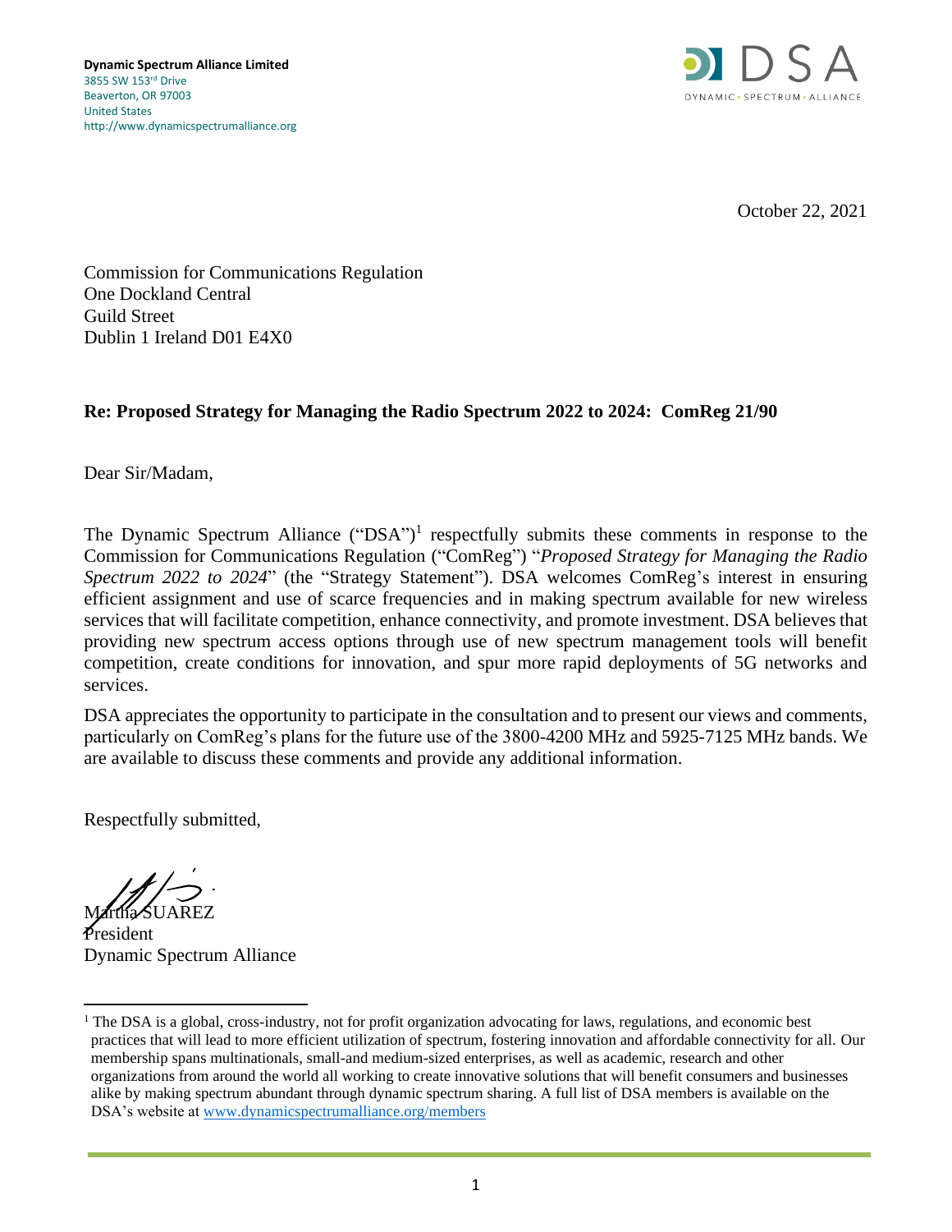**Dynamic Spectrum Alliance Limited**
3855 SW 153rd Drive
Beaverton, OR 97003
United States
http://www.dynamicspectrumalliance.org

DSA
DYNAMIC • SPECTRUM • ALLIANCE

October 22, 2021

Commission for Communications Regulation
One Dockland Central
Guild Street
Dublin 1 Ireland D01 E4X0

**Re: Proposed Strategy for Managing the Radio Spectrum 2022 to 2024: ComReg 21/90**

Dear Sir/Madam,

The Dynamic Spectrum Alliance ("DSA")[1] respectfully submits these comments in response to the Commission for Communications Regulation ("ComReg") "*Proposed Strategy for Managing the Radio Spectrum 2022 to 2024*" (the "Strategy Statement"). DSA welcomes ComReg's interest in ensuring efficient assignment and use of scarce frequencies and in making spectrum available for new wireless services that will facilitate competition, enhance connectivity, and promote investment. DSA believes that providing new spectrum access options through use of new spectrum management tools will benefit competition, create conditions for innovation, and spur more rapid deployments of 5G networks and services.

DSA appreciates the opportunity to participate in the consultation and to present our views and comments, particularly on ComReg's plans for the future use of the 3800-4200 MHz and 5925-7125 MHz bands. We are available to discuss these comments and provide any additional information.

Respectfully submitted,

Martha SUAREZ
President
Dynamic Spectrum Alliance

[1] The DSA is a global, cross-industry, not for profit organization advocating for laws, regulations, and economic best practices that will lead to more efficient utilization of spectrum, fostering innovation and affordable connectivity for all. Our membership spans multinationals, small-and medium-sized enterprises, as well as academic, research and other organizations from around the world all working to create innovative solutions that will benefit consumers and businesses alike by making spectrum abundant through dynamic spectrum sharing. A full list of DSA members is available on the DSA's website at www.dynamicspectrumalliance.org/members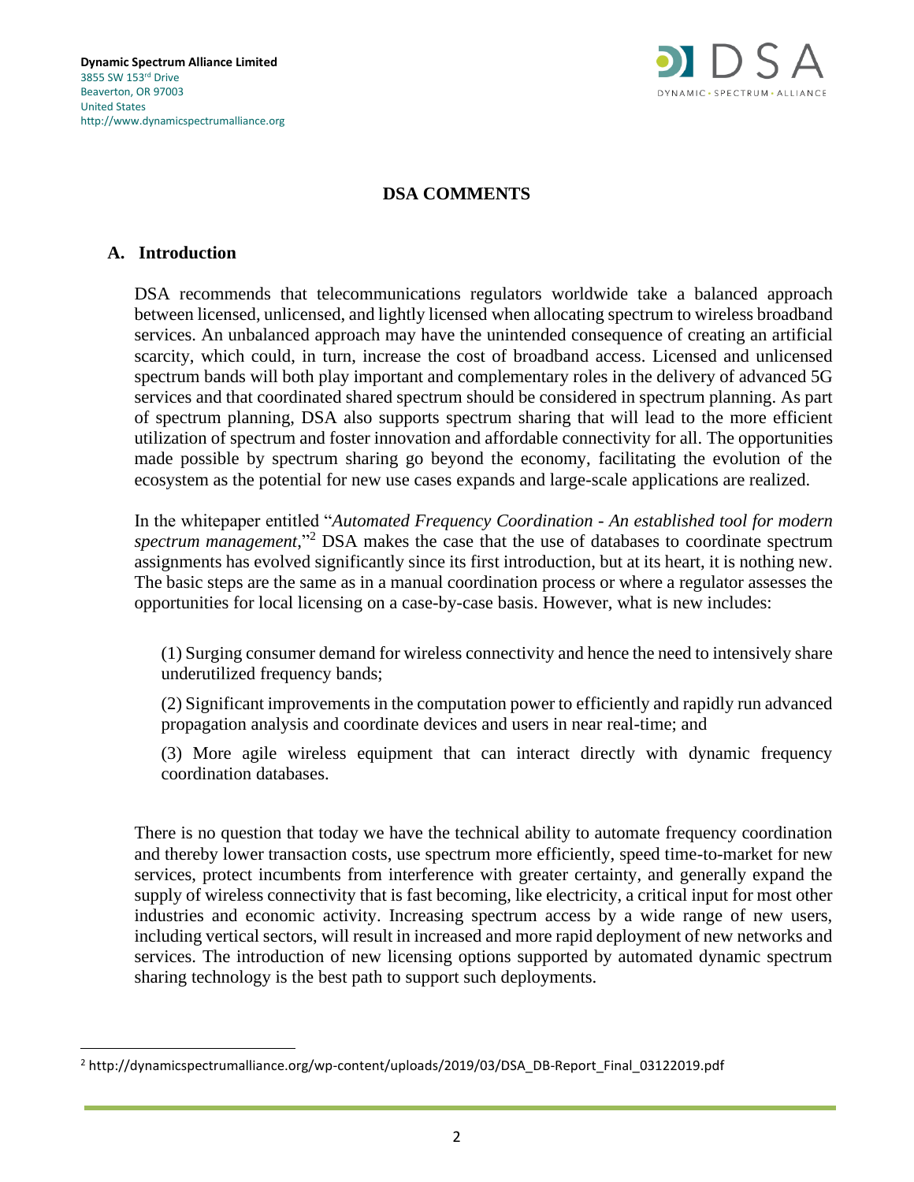**Dynamic Spectrum Alliance Limited**
3855 SW 153rd Drive
Beaverton, OR 97003
United States
http://www.dynamicspectrumalliance.org

## DSA COMMENTS

### A. Introduction

DSA recommends that telecommunications regulators worldwide take a balanced approach between licensed, unlicensed, and lightly licensed when allocating spectrum to wireless broadband services. An unbalanced approach may have the unintended consequence of creating an artificial scarcity, which could, in turn, increase the cost of broadband access. Licensed and unlicensed spectrum bands will both play important and complementary roles in the delivery of advanced 5G services and that coordinated shared spectrum should be considered in spectrum planning. As part of spectrum planning, DSA also supports spectrum sharing that will lead to the more efficient utilization of spectrum and foster innovation and affordable connectivity for all. The opportunities made possible by spectrum sharing go beyond the economy, facilitating the evolution of the ecosystem as the potential for new use cases expands and large-scale applications are realized.

In the whitepaper entitled "*Automated Frequency Coordination - An established tool for modern spectrum management*,"[2] DSA makes the case that the use of databases to coordinate spectrum assignments has evolved significantly since its first introduction, but at its heart, it is nothing new. The basic steps are the same as in a manual coordination process or where a regulator assesses the opportunities for local licensing on a case-by-case basis. However, what is new includes:

(1) Surging consumer demand for wireless connectivity and hence the need to intensively share underutilized frequency bands;

(2) Significant improvements in the computation power to efficiently and rapidly run advanced propagation analysis and coordinate devices and users in near real-time; and

(3) More agile wireless equipment that can interact directly with dynamic frequency coordination databases.

There is no question that today we have the technical ability to automate frequency coordination and thereby lower transaction costs, use spectrum more efficiently, speed time-to-market for new services, protect incumbents from interference with greater certainty, and generally expand the supply of wireless connectivity that is fast becoming, like electricity, a critical input for most other industries and economic activity. Increasing spectrum access by a wide range of new users, including vertical sectors, will result in increased and more rapid deployment of new networks and services. The introduction of new licensing options supported by automated dynamic spectrum sharing technology is the best path to support such deployments.

[2] http://dynamicspectrumalliance.org/wp-content/uploads/2019/03/DSA_DB-Report_Final_03122019.pdf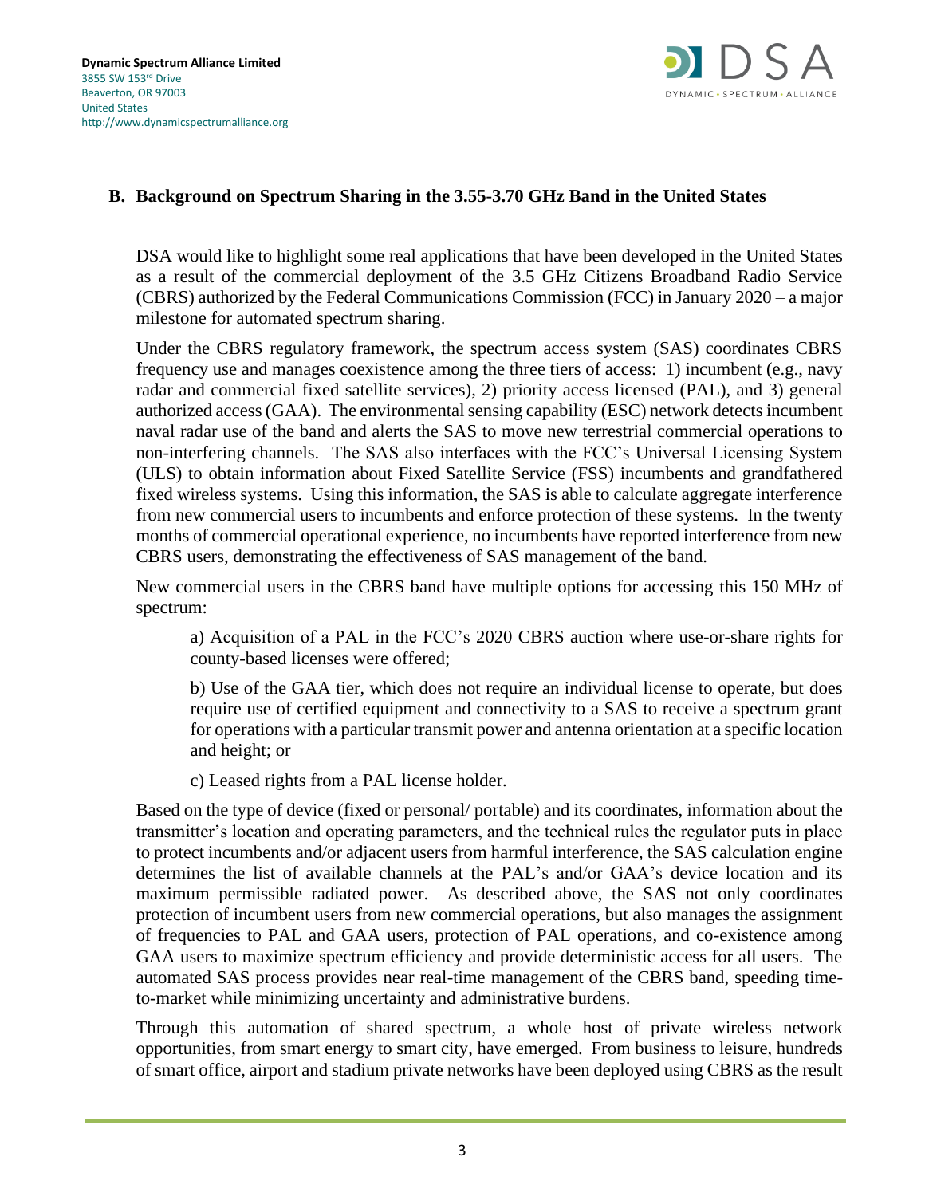## B. Background on Spectrum Sharing in the 3.55-3.70 GHz Band in the United States

DSA would like to highlight some real applications that have been developed in the United States as a result of the commercial deployment of the 3.5 GHz Citizens Broadband Radio Service (CBRS) authorized by the Federal Communications Commission (FCC) in January 2020 – a major milestone for automated spectrum sharing.

Under the CBRS regulatory framework, the spectrum access system (SAS) coordinates CBRS frequency use and manages coexistence among the three tiers of access: 1) incumbent (e.g., navy radar and commercial fixed satellite services), 2) priority access licensed (PAL), and 3) general authorized access (GAA). The environmental sensing capability (ESC) network detects incumbent naval radar use of the band and alerts the SAS to move new terrestrial commercial operations to non-interfering channels. The SAS also interfaces with the FCC's Universal Licensing System (ULS) to obtain information about Fixed Satellite Service (FSS) incumbents and grandfathered fixed wireless systems. Using this information, the SAS is able to calculate aggregate interference from new commercial users to incumbents and enforce protection of these systems. In the twenty months of commercial operational experience, no incumbents have reported interference from new CBRS users, demonstrating the effectiveness of SAS management of the band.

New commercial users in the CBRS band have multiple options for accessing this 150 MHz of spectrum:

a) Acquisition of a PAL in the FCC's 2020 CBRS auction where use-or-share rights for county-based licenses were offered;

b) Use of the GAA tier, which does not require an individual license to operate, but does require use of certified equipment and connectivity to a SAS to receive a spectrum grant for operations with a particular transmit power and antenna orientation at a specific location and height; or

c) Leased rights from a PAL license holder.

Based on the type of device (fixed or personal/ portable) and its coordinates, information about the transmitter's location and operating parameters, and the technical rules the regulator puts in place to protect incumbents and/or adjacent users from harmful interference, the SAS calculation engine determines the list of available channels at the PAL's and/or GAA's device location and its maximum permissible radiated power. As described above, the SAS not only coordinates protection of incumbent users from new commercial operations, but also manages the assignment of frequencies to PAL and GAA users, protection of PAL operations, and co-existence among GAA users to maximize spectrum efficiency and provide deterministic access for all users. The automated SAS process provides near real-time management of the CBRS band, speeding time-to-market while minimizing uncertainty and administrative burdens.

Through this automation of shared spectrum, a whole host of private wireless network opportunities, from smart energy to smart city, have emerged. From business to leisure, hundreds of smart office, airport and stadium private networks have been deployed using CBRS as the result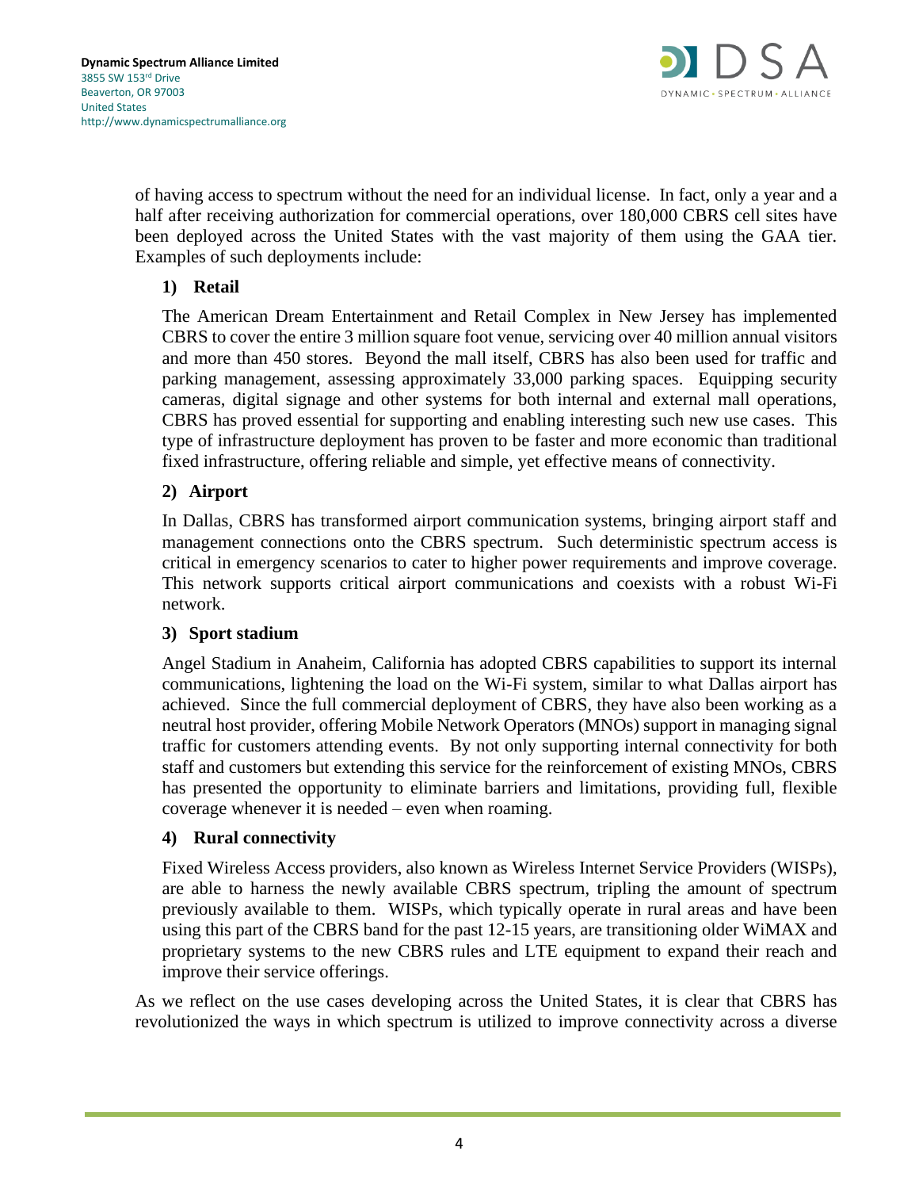of having access to spectrum without the need for an individual license. In fact, only a year and a half after receiving authorization for commercial operations, over 180,000 CBRS cell sites have been deployed across the United States with the vast majority of them using the GAA tier. Examples of such deployments include:

1) **Retail**

The American Dream Entertainment and Retail Complex in New Jersey has implemented CBRS to cover the entire 3 million square foot venue, servicing over 40 million annual visitors and more than 450 stores. Beyond the mall itself, CBRS has also been used for traffic and parking management, assessing approximately 33,000 parking spaces. Equipping security cameras, digital signage and other systems for both internal and external mall operations, CBRS has proved essential for supporting and enabling interesting such new use cases. This type of infrastructure deployment has proven to be faster and more economic than traditional fixed infrastructure, offering reliable and simple, yet effective means of connectivity.

2) **Airport**

In Dallas, CBRS has transformed airport communication systems, bringing airport staff and management connections onto the CBRS spectrum. Such deterministic spectrum access is critical in emergency scenarios to cater to higher power requirements and improve coverage. This network supports critical airport communications and coexists with a robust Wi-Fi network.

3) **Sport stadium**

Angel Stadium in Anaheim, California has adopted CBRS capabilities to support its internal communications, lightening the load on the Wi-Fi system, similar to what Dallas airport has achieved. Since the full commercial deployment of CBRS, they have also been working as a neutral host provider, offering Mobile Network Operators (MNOs) support in managing signal traffic for customers attending events. By not only supporting internal connectivity for both staff and customers but extending this service for the reinforcement of existing MNOs, CBRS has presented the opportunity to eliminate barriers and limitations, providing full, flexible coverage whenever it is needed – even when roaming.

4) **Rural connectivity**

Fixed Wireless Access providers, also known as Wireless Internet Service Providers (WISPs), are able to harness the newly available CBRS spectrum, tripling the amount of spectrum previously available to them. WISPs, which typically operate in rural areas and have been using this part of the CBRS band for the past 12-15 years, are transitioning older WiMAX and proprietary systems to the new CBRS rules and LTE equipment to expand their reach and improve their service offerings.

As we reflect on the use cases developing across the United States, it is clear that CBRS has revolutionized the ways in which spectrum is utilized to improve connectivity across a diverse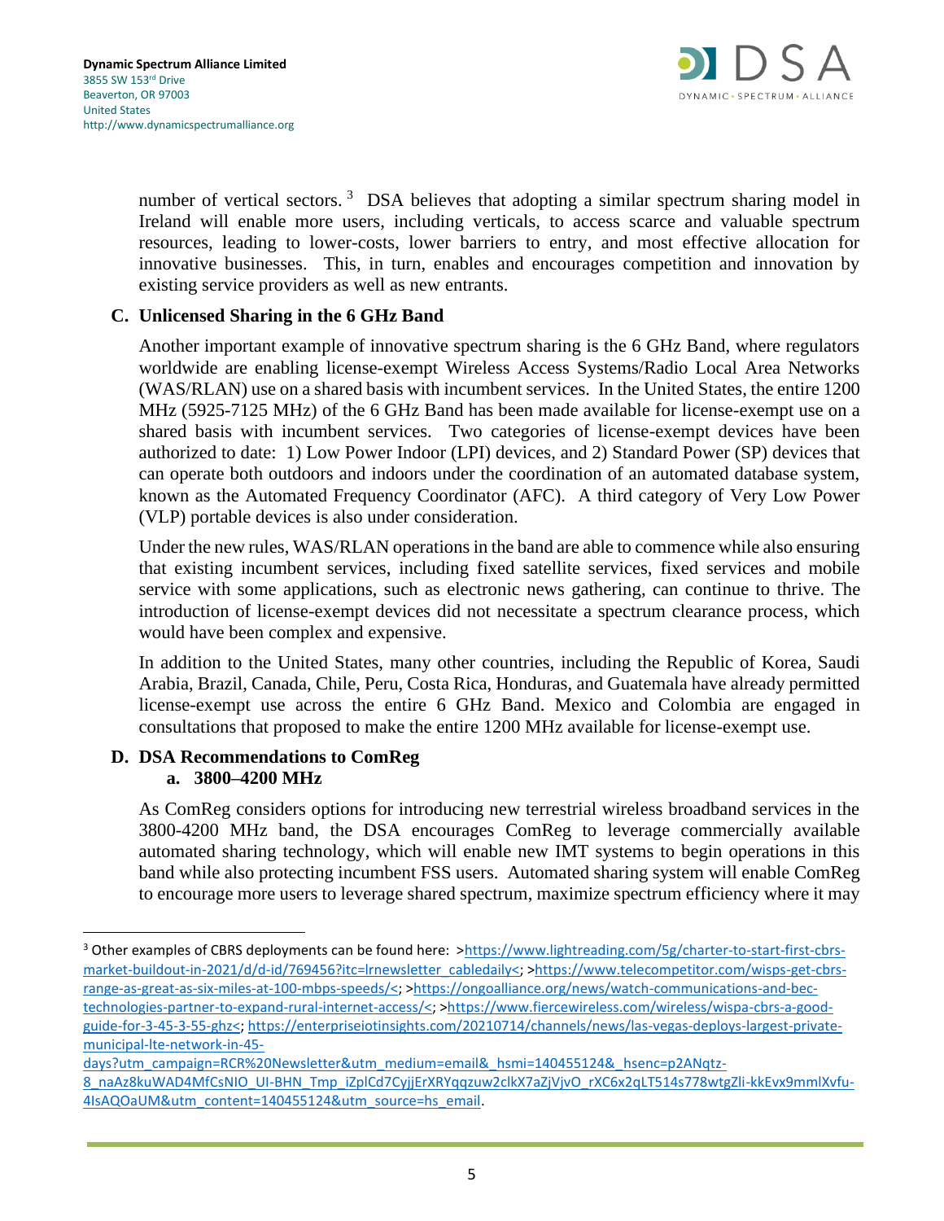number of vertical sectors.[3] DSA believes that adopting a similar spectrum sharing model in Ireland will enable more users, including verticals, to access scarce and valuable spectrum resources, leading to lower-costs, lower barriers to entry, and most effective allocation for innovative businesses. This, in turn, enables and encourages competition and innovation by existing service providers as well as new entrants.

### C. Unlicensed Sharing in the 6 GHz Band

Another important example of innovative spectrum sharing is the 6 GHz Band, where regulators worldwide are enabling license-exempt Wireless Access Systems/Radio Local Area Networks (WAS/RLAN) use on a shared basis with incumbent services. In the United States, the entire 1200 MHz (5925-7125 MHz) of the 6 GHz Band has been made available for license-exempt use on a shared basis with incumbent services. Two categories of license-exempt devices have been authorized to date: 1) Low Power Indoor (LPI) devices, and 2) Standard Power (SP) devices that can operate both outdoors and indoors under the coordination of an automated database system, known as the Automated Frequency Coordinator (AFC). A third category of Very Low Power (VLP) portable devices is also under consideration.

Under the new rules, WAS/RLAN operations in the band are able to commence while also ensuring that existing incumbent services, including fixed satellite services, fixed services and mobile service with some applications, such as electronic news gathering, can continue to thrive. The introduction of license-exempt devices did not necessitate a spectrum clearance process, which would have been complex and expensive.

In addition to the United States, many other countries, including the Republic of Korea, Saudi Arabia, Brazil, Canada, Chile, Peru, Costa Rica, Honduras, and Guatemala have already permitted license-exempt use across the entire 6 GHz Band. Mexico and Colombia are engaged in consultations that proposed to make the entire 1200 MHz available for license-exempt use.

### D. DSA Recommendations to ComReg

#### a. 3800–4200 MHz

As ComReg considers options for introducing new terrestrial wireless broadband services in the 3800-4200 MHz band, the DSA encourages ComReg to leverage commercially available automated sharing technology, which will enable new IMT systems to begin operations in this band while also protecting incumbent FSS users. Automated sharing system will enable ComReg to encourage more users to leverage shared spectrum, maximize spectrum efficiency where it may

---

[3] Other examples of CBRS deployments can be found here: >https://www.lightreading.com/5g/charter-to-start-first-cbrs-market-buildout-in-2021/d/d-id/769456?itc=lrnewsletter_cabledaily<; >https://www.telecompetitor.com/wisps-get-cbrs-range-as-great-as-six-miles-at-100-mbps-speeds/<; >https://ongoalliance.org/news/watch-communications-and-bec-technologies-partner-to-expand-rural-internet-access/<; >https://www.fiercewireless.com/wireless/wispa-cbrs-a-good-guide-for-3-45-3-55-ghz<; https://enterpriseiotinsights.com/20210714/channels/news/las-vegas-deploys-largest-private-municipal-lte-network-in-45-days?utm_campaign=RCR%20Newsletter&utm_medium=email&_hsmi=140455124&_hsenc=p2ANqtz-8_naAz8kuWAD4MfCsNIO_UI-BHN_Tmp_iZplCd7CyjjErXRYqqzuw2clkX7aZjVjvO_rXC6x2qLT514s778wtgZli-kkEvx9mmlXvfu-4IsAQOaUM&utm_content=140455124&utm_source=hs_email.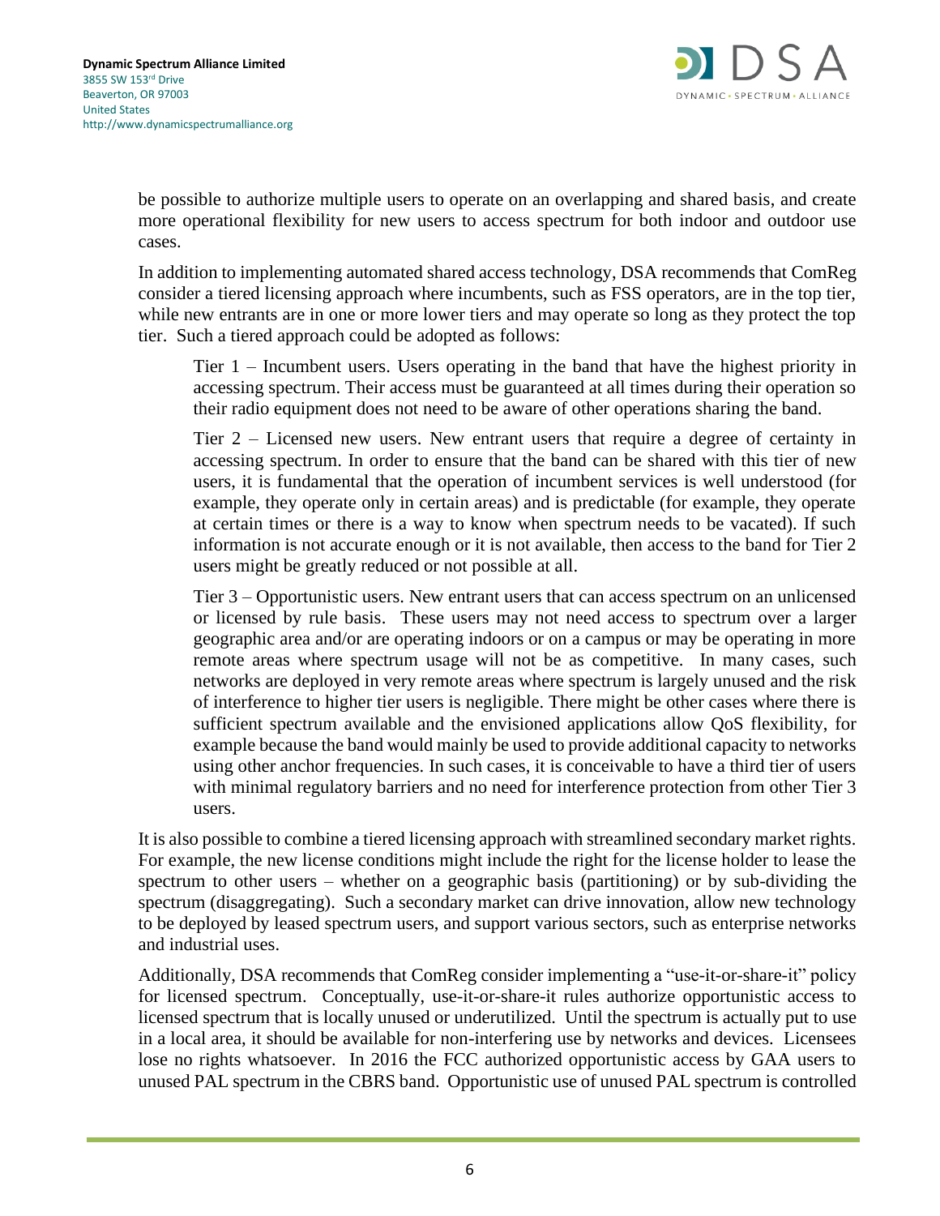be possible to authorize multiple users to operate on an overlapping and shared basis, and create more operational flexibility for new users to access spectrum for both indoor and outdoor use cases.

In addition to implementing automated shared access technology, DSA recommends that ComReg consider a tiered licensing approach where incumbents, such as FSS operators, are in the top tier, while new entrants are in one or more lower tiers and may operate so long as they protect the top tier. Such a tiered approach could be adopted as follows:

> Tier 1 – Incumbent users. Users operating in the band that have the highest priority in accessing spectrum. Their access must be guaranteed at all times during their operation so their radio equipment does not need to be aware of other operations sharing the band.
>
> Tier 2 – Licensed new users. New entrant users that require a degree of certainty in accessing spectrum. In order to ensure that the band can be shared with this tier of new users, it is fundamental that the operation of incumbent services is well understood (for example, they operate only in certain areas) and is predictable (for example, they operate at certain times or there is a way to know when spectrum needs to be vacated). If such information is not accurate enough or it is not available, then access to the band for Tier 2 users might be greatly reduced or not possible at all.
>
> Tier 3 – Opportunistic users. New entrant users that can access spectrum on an unlicensed or licensed by rule basis. These users may not need access to spectrum over a larger geographic area and/or are operating indoors or on a campus or may be operating in more remote areas where spectrum usage will not be as competitive. In many cases, such networks are deployed in very remote areas where spectrum is largely unused and the risk of interference to higher tier users is negligible. There might be other cases where there is sufficient spectrum available and the envisioned applications allow QoS flexibility, for example because the band would mainly be used to provide additional capacity to networks using other anchor frequencies. In such cases, it is conceivable to have a third tier of users with minimal regulatory barriers and no need for interference protection from other Tier 3 users.

It is also possible to combine a tiered licensing approach with streamlined secondary market rights. For example, the new license conditions might include the right for the license holder to lease the spectrum to other users – whether on a geographic basis (partitioning) or by sub-dividing the spectrum (disaggregating). Such a secondary market can drive innovation, allow new technology to be deployed by leased spectrum users, and support various sectors, such as enterprise networks and industrial uses.

Additionally, DSA recommends that ComReg consider implementing a "use-it-or-share-it" policy for licensed spectrum. Conceptually, use-it-or-share-it rules authorize opportunistic access to licensed spectrum that is locally unused or underutilized. Until the spectrum is actually put to use in a local area, it should be available for non-interfering use by networks and devices. Licensees lose no rights whatsoever. In 2016 the FCC authorized opportunistic access by GAA users to unused PAL spectrum in the CBRS band. Opportunistic use of unused PAL spectrum is controlled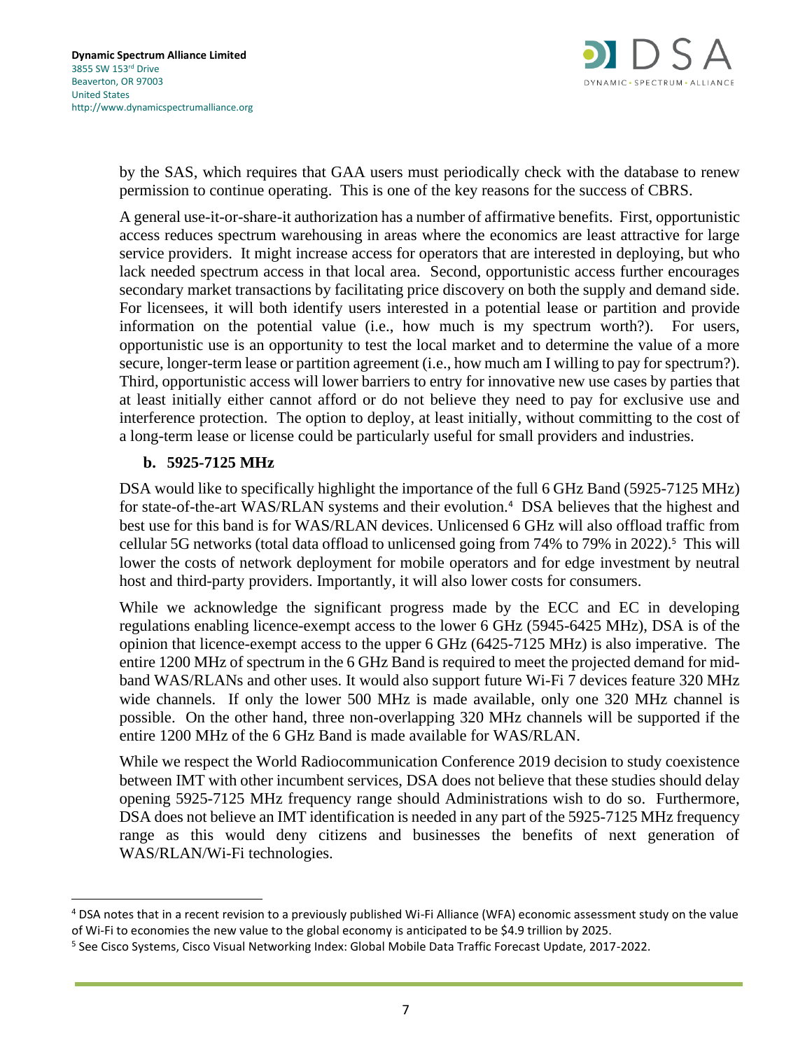by the SAS, which requires that GAA users must periodically check with the database to renew permission to continue operating. This is one of the key reasons for the success of CBRS.

A general use-it-or-share-it authorization has a number of affirmative benefits. First, opportunistic access reduces spectrum warehousing in areas where the economics are least attractive for large service providers. It might increase access for operators that are interested in deploying, but who lack needed spectrum access in that local area. Second, opportunistic access further encourages secondary market transactions by facilitating price discovery on both the supply and demand side. For licensees, it will both identify users interested in a potential lease or partition and provide information on the potential value (i.e., how much is my spectrum worth?). For users, opportunistic use is an opportunity to test the local market and to determine the value of a more secure, longer-term lease or partition agreement (i.e., how much am I willing to pay for spectrum?). Third, opportunistic access will lower barriers to entry for innovative new use cases by parties that at least initially either cannot afford or do not believe they need to pay for exclusive use and interference protection. The option to deploy, at least initially, without committing to the cost of a long-term lease or license could be particularly useful for small providers and industries.

### b. 5925-7125 MHz

DSA would like to specifically highlight the importance of the full 6 GHz Band (5925-7125 MHz) for state-of-the-art WAS/RLAN systems and their evolution.[4] DSA believes that the highest and best use for this band is for WAS/RLAN devices. Unlicensed 6 GHz will also offload traffic from cellular 5G networks (total data offload to unlicensed going from 74% to 79% in 2022).[5] This will lower the costs of network deployment for mobile operators and for edge investment by neutral host and third-party providers. Importantly, it will also lower costs for consumers.

While we acknowledge the significant progress made by the ECC and EC in developing regulations enabling licence-exempt access to the lower 6 GHz (5945-6425 MHz), DSA is of the opinion that licence-exempt access to the upper 6 GHz (6425-7125 MHz) is also imperative. The entire 1200 MHz of spectrum in the 6 GHz Band is required to meet the projected demand for mid-band WAS/RLANs and other uses. It would also support future Wi-Fi 7 devices feature 320 MHz wide channels. If only the lower 500 MHz is made available, only one 320 MHz channel is possible. On the other hand, three non-overlapping 320 MHz channels will be supported if the entire 1200 MHz of the 6 GHz Band is made available for WAS/RLAN.

While we respect the World Radiocommunication Conference 2019 decision to study coexistence between IMT with other incumbent services, DSA does not believe that these studies should delay opening 5925-7125 MHz frequency range should Administrations wish to do so. Furthermore, DSA does not believe an IMT identification is needed in any part of the 5925-7125 MHz frequency range as this would deny citizens and businesses the benefits of next generation of WAS/RLAN/Wi-Fi technologies.

---

[4] DSA notes that in a recent revision to a previously published Wi-Fi Alliance (WFA) economic assessment study on the value of Wi-Fi to economies the new value to the global economy is anticipated to be $4.9 trillion by 2025.

[5] See Cisco Systems, Cisco Visual Networking Index: Global Mobile Data Traffic Forecast Update, 2017-2022.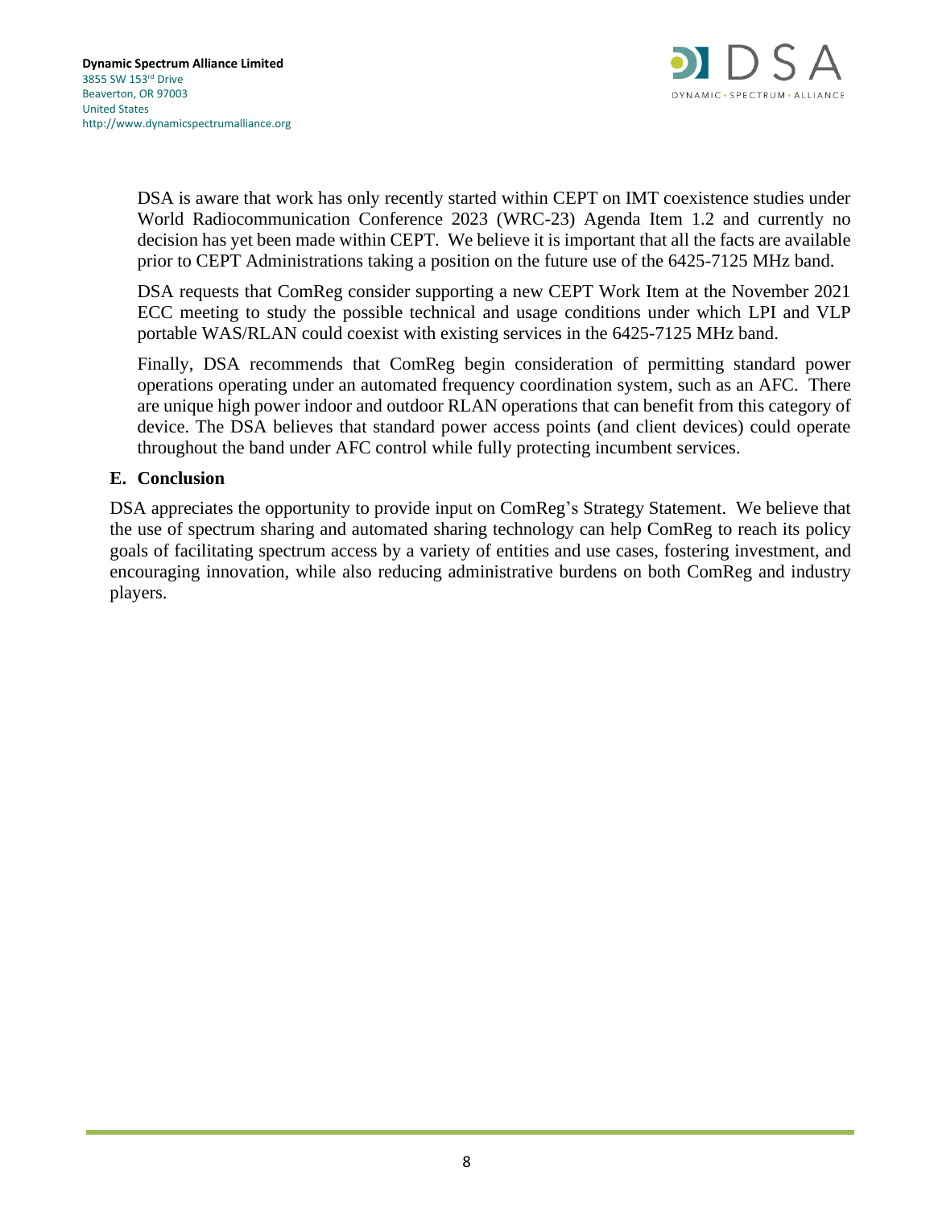DSA is aware that work has only recently started within CEPT on IMT coexistence studies under World Radiocommunication Conference 2023 (WRC-23) Agenda Item 1.2 and currently no decision has yet been made within CEPT. We believe it is important that all the facts are available prior to CEPT Administrations taking a position on the future use of the 6425-7125 MHz band.

DSA requests that ComReg consider supporting a new CEPT Work Item at the November 2021 ECC meeting to study the possible technical and usage conditions under which LPI and VLP portable WAS/RLAN could coexist with existing services in the 6425-7125 MHz band.

Finally, DSA recommends that ComReg begin consideration of permitting standard power operations operating under an automated frequency coordination system, such as an AFC. There are unique high power indoor and outdoor RLAN operations that can benefit from this category of device. The DSA believes that standard power access points (and client devices) could operate throughout the band under AFC control while fully protecting incumbent services.

## E. Conclusion

DSA appreciates the opportunity to provide input on ComReg's Strategy Statement. We believe that the use of spectrum sharing and automated sharing technology can help ComReg to reach its policy goals of facilitating spectrum access by a variety of entities and use cases, fostering investment, and encouraging innovation, while also reducing administrative burdens on both ComReg and industry players.